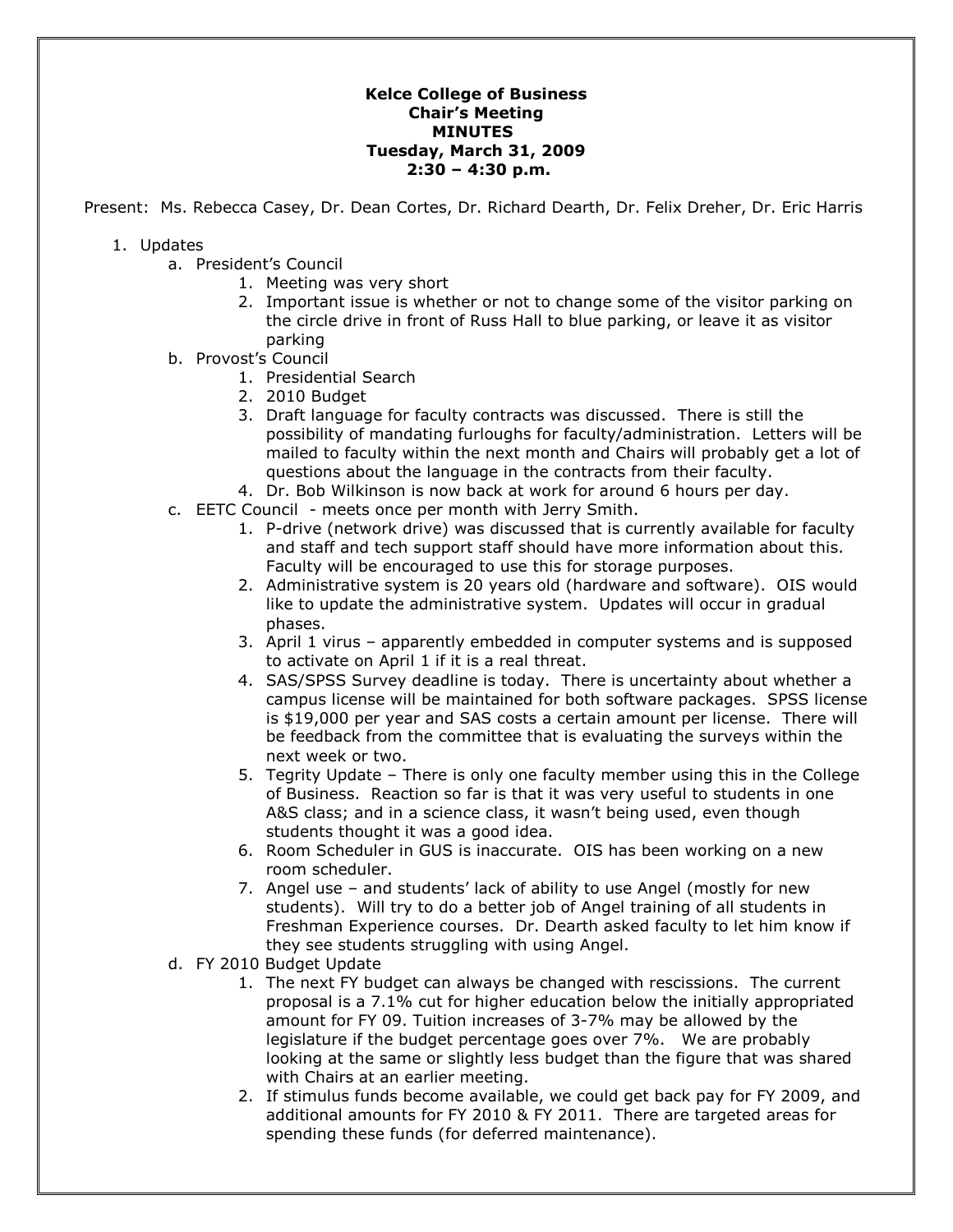**Kelce College of Business**
**Chair's Meeting**
**MINUTES**
**Tuesday, March 31, 2009**
**2:30 – 4:30 p.m.**

Present: Ms. Rebecca Casey, Dr. Dean Cortes, Dr. Richard Dearth, Dr. Felix Dreher, Dr. Eric Harris

1. Updates
   a. President's Council
      1. Meeting was very short
      2. Important issue is whether or not to change some of the visitor parking on the circle drive in front of Russ Hall to blue parking, or leave it as visitor parking
   b. Provost's Council
      1. Presidential Search
      2. 2010 Budget
      3. Draft language for faculty contracts was discussed. There is still the possibility of mandating furloughs for faculty/administration. Letters will be mailed to faculty within the next month and Chairs will probably get a lot of questions about the language in the contracts from their faculty.
      4. Dr. Bob Wilkinson is now back at work for around 6 hours per day.
   c. EETC Council - meets once per month with Jerry Smith.
      1. P-drive (network drive) was discussed that is currently available for faculty and staff and tech support staff should have more information about this. Faculty will be encouraged to use this for storage purposes.
      2. Administrative system is 20 years old (hardware and software). OIS would like to update the administrative system. Updates will occur in gradual phases.
      3. April 1 virus – apparently embedded in computer systems and is supposed to activate on April 1 if it is a real threat.
      4. SAS/SPSS Survey deadline is today. There is uncertainty about whether a campus license will be maintained for both software packages. SPSS license is $19,000 per year and SAS costs a certain amount per license. There will be feedback from the committee that is evaluating the surveys within the next week or two.
      5. Tegrity Update – There is only one faculty member using this in the College of Business. Reaction so far is that it was very useful to students in one A&S class; and in a science class, it wasn't being used, even though students thought it was a good idea.
      6. Room Scheduler in GUS is inaccurate. OIS has been working on a new room scheduler.
      7. Angel use – and students' lack of ability to use Angel (mostly for new students). Will try to do a better job of Angel training of all students in Freshman Experience courses. Dr. Dearth asked faculty to let him know if they see students struggling with using Angel.
   d. FY 2010 Budget Update
      1. The next FY budget can always be changed with rescissions. The current proposal is a 7.1% cut for higher education below the initially appropriated amount for FY 09. Tuition increases of 3-7% may be allowed by the legislature if the budget percentage goes over 7%. We are probably looking at the same or slightly less budget than the figure that was shared with Chairs at an earlier meeting.
      2. If stimulus funds become available, we could get back pay for FY 2009, and additional amounts for FY 2010 & FY 2011. There are targeted areas for spending these funds (for deferred maintenance).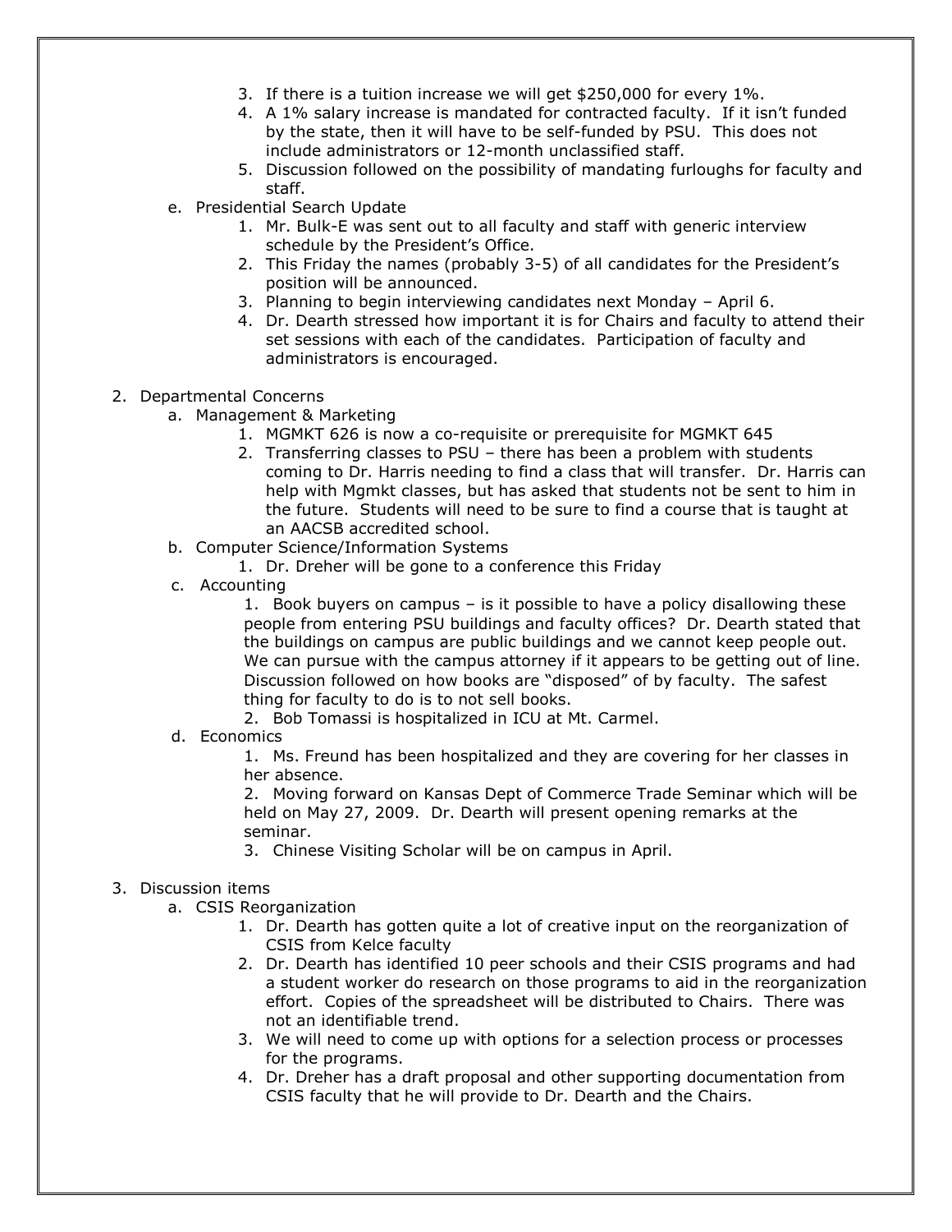3. If there is a tuition increase we will get $250,000 for every 1%.
4. A 1% salary increase is mandated for contracted faculty. If it isn't funded by the state, then it will have to be self-funded by PSU. This does not include administrators or 12-month unclassified staff.
5. Discussion followed on the possibility of mandating furloughs for faculty and staff.

e. Presidential Search Update
1. Mr. Bulk-E was sent out to all faculty and staff with generic interview schedule by the President's Office.
2. This Friday the names (probably 3-5) of all candidates for the President's position will be announced.
3. Planning to begin interviewing candidates next Monday – April 6.
4. Dr. Dearth stressed how important it is for Chairs and faculty to attend their set sessions with each of the candidates. Participation of faculty and administrators is encouraged.

2. Departmental Concerns

a. Management & Marketing
1. MGMKT 626 is now a co-requisite or prerequisite for MGMKT 645
2. Transferring classes to PSU – there has been a problem with students coming to Dr. Harris needing to find a class that will transfer. Dr. Harris can help with Mgmkt classes, but has asked that students not be sent to him in the future. Students will need to be sure to find a course that is taught at an AACSB accredited school.

b. Computer Science/Information Systems
1. Dr. Dreher will be gone to a conference this Friday

c. Accounting
1. Book buyers on campus – is it possible to have a policy disallowing these people from entering PSU buildings and faculty offices? Dr. Dearth stated that the buildings on campus are public buildings and we cannot keep people out. We can pursue with the campus attorney if it appears to be getting out of line. Discussion followed on how books are "disposed" of by faculty. The safest thing for faculty to do is to not sell books.
2. Bob Tomassi is hospitalized in ICU at Mt. Carmel.

d. Economics
1. Ms. Freund has been hospitalized and they are covering for her classes in her absence.
2. Moving forward on Kansas Dept of Commerce Trade Seminar which will be held on May 27, 2009. Dr. Dearth will present opening remarks at the seminar.
3. Chinese Visiting Scholar will be on campus in April.

3. Discussion items

a. CSIS Reorganization
1. Dr. Dearth has gotten quite a lot of creative input on the reorganization of CSIS from Kelce faculty
2. Dr. Dearth has identified 10 peer schools and their CSIS programs and had a student worker do research on those programs to aid in the reorganization effort. Copies of the spreadsheet will be distributed to Chairs. There was not an identifiable trend.
3. We will need to come up with options for a selection process or processes for the programs.
4. Dr. Dreher has a draft proposal and other supporting documentation from CSIS faculty that he will provide to Dr. Dearth and the Chairs.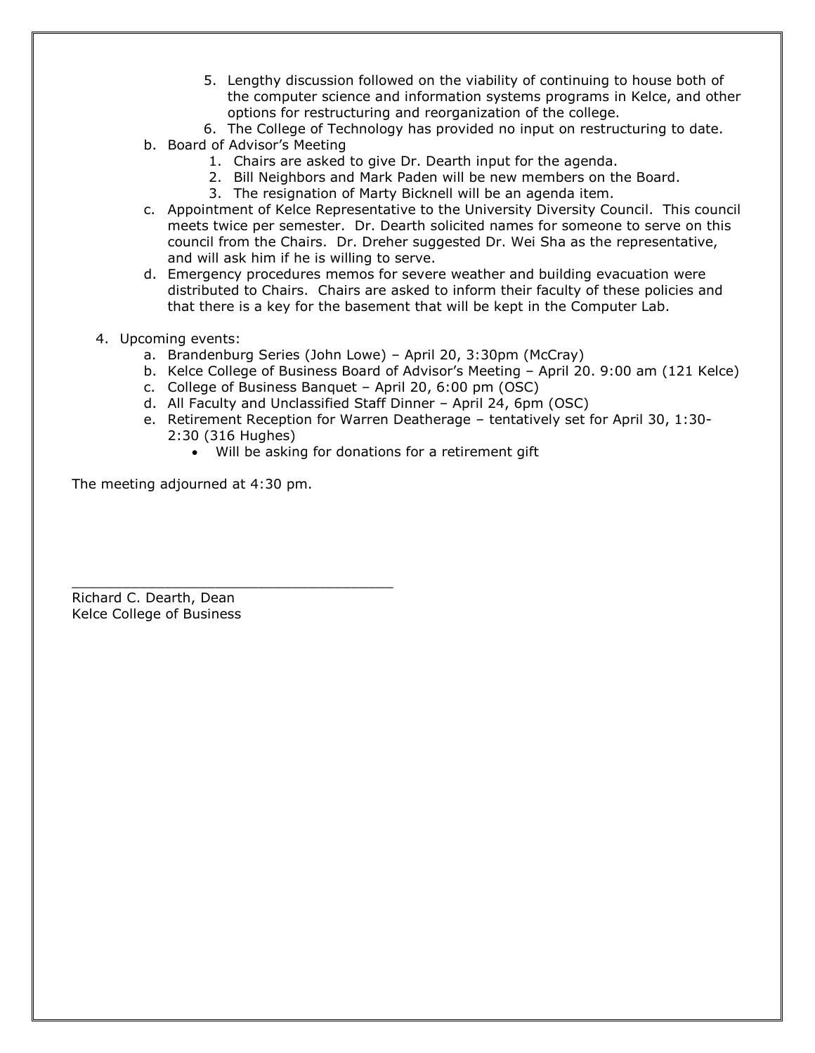5. Lengthy discussion followed on the viability of continuing to house both of the computer science and information systems programs in Kelce, and other options for restructuring and reorganization of the college.
    6. The College of Technology has provided no input on restructuring to date.
  - b. Board of Advisor's Meeting
    1. Chairs are asked to give Dr. Dearth input for the agenda.
    2. Bill Neighbors and Mark Paden will be new members on the Board.
    3. The resignation of Marty Bicknell will be an agenda item.
  - c. Appointment of Kelce Representative to the University Diversity Council. This council meets twice per semester. Dr. Dearth solicited names for someone to serve on this council from the Chairs. Dr. Dreher suggested Dr. Wei Sha as the representative, and will ask him if he is willing to serve.
  - d. Emergency procedures memos for severe weather and building evacuation were distributed to Chairs. Chairs are asked to inform their faculty of these policies and that there is a key for the basement that will be kept in the Computer Lab.

4. Upcoming events:
  - a. Brandenburg Series (John Lowe) – April 20, 3:30pm (McCray)
  - b. Kelce College of Business Board of Advisor's Meeting – April 20. 9:00 am (121 Kelce)
  - c. College of Business Banquet – April 20, 6:00 pm (OSC)
  - d. All Faculty and Unclassified Staff Dinner – April 24, 6pm (OSC)
  - e. Retirement Reception for Warren Deatherage – tentatively set for April 30, 1:30-2:30 (316 Hughes)
    - Will be asking for donations for a retirement gift

The meeting adjourned at 4:30 pm.

\_\_\_\_\_\_\_\_\_\_\_\_\_\_\_\_\_\_\_\_\_\_\_\_\_\_\_\_\_\_\_\_\_\_\_\_\_\_\_\_

Richard C. Dearth, Dean
Kelce College of Business